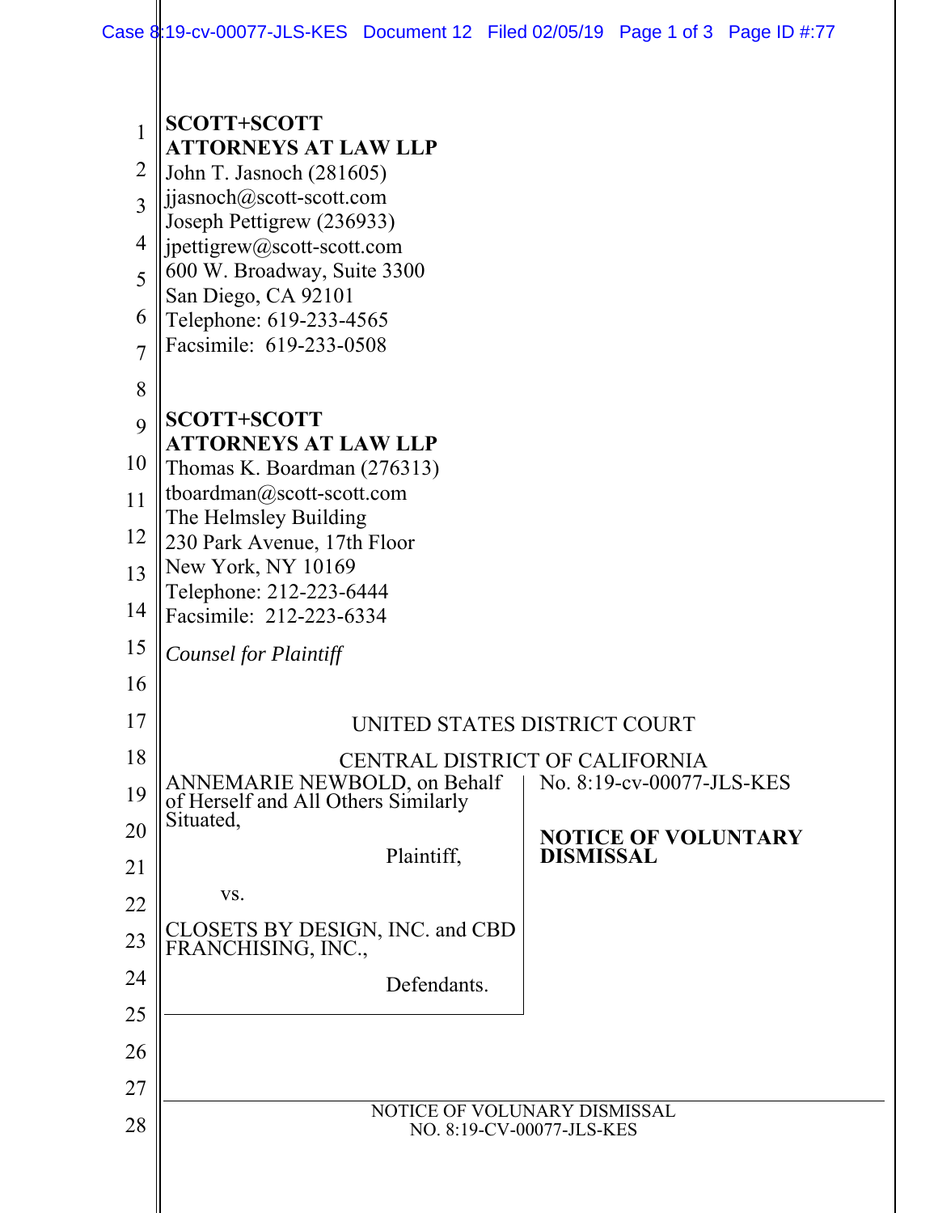**SCOTT+SCOTT**
**ATTORNEYS AT LAW LLP**
John T. Jasnoch (281605)
jjasnoch@scott-scott.com
Joseph Pettigrew (236933)
jpettigrew@scott-scott.com
600 W. Broadway, Suite 3300
San Diego, CA 92101
Telephone: 619-233-4565
Facsimile: 619-233-0508

**SCOTT+SCOTT**
**ATTORNEYS AT LAW LLP**
Thomas K. Boardman (276313)
tboardman@scott-scott.com
The Helmsley Building
230 Park Avenue, 17th Floor
New York, NY 10169
Telephone: 212-223-6444
Facsimile: 212-223-6334

*Counsel for Plaintiff*

UNITED STATES DISTRICT COURT

CENTRAL DISTRICT OF CALIFORNIA

| | |
|---|---|
| ANNEMARIE NEWBOLD, on Behalf of Herself and All Others Similarly Situated,<br><br>Plaintiff,<br><br>vs.<br><br>CLOSETS BY DESIGN, INC. and CBD FRANCHISING, INC.,<br><br>Defendants. | No. 8:19-cv-00077-JLS-KES<br><br>**NOTICE OF VOLUNTARY DISMISSAL** |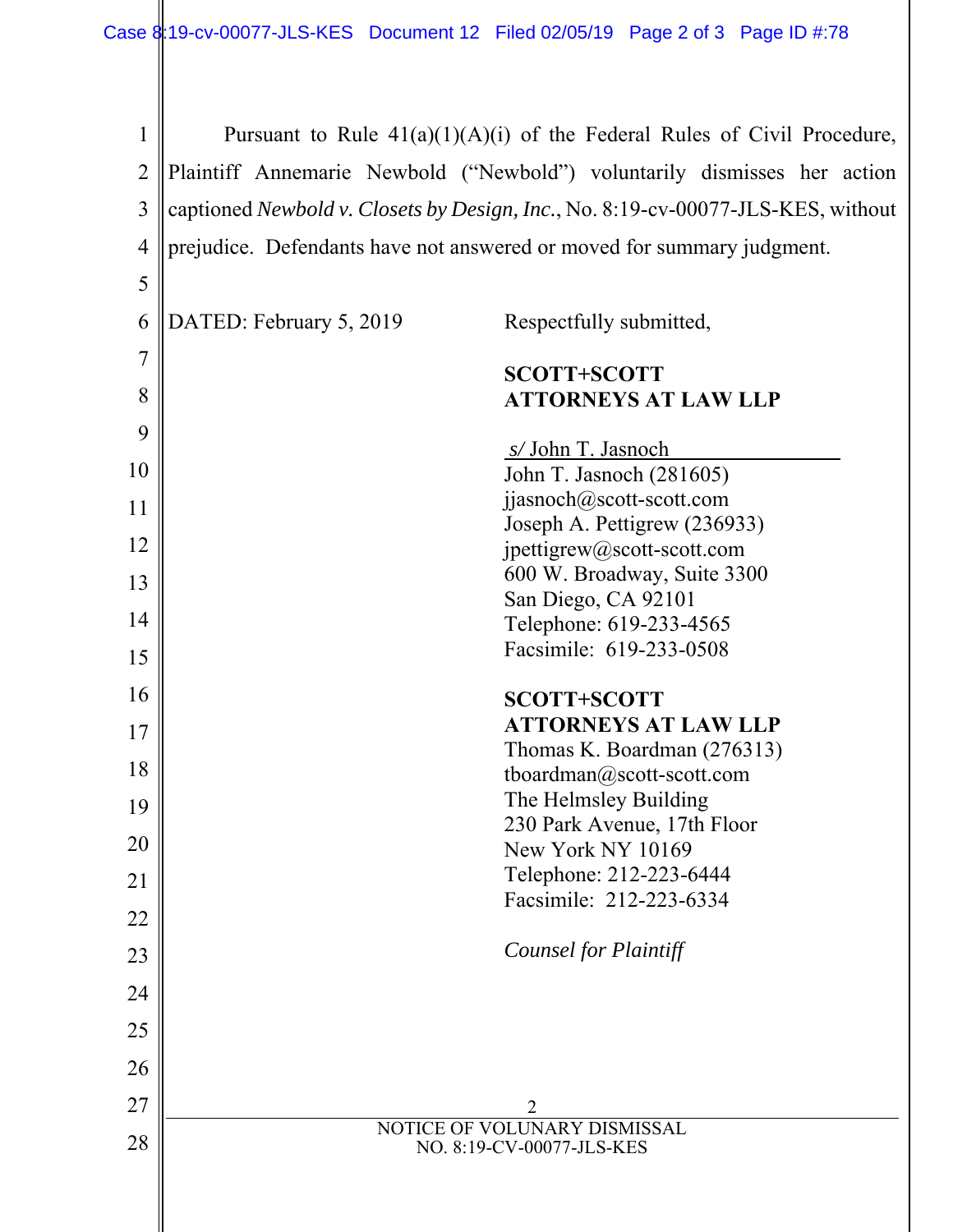Pursuant to Rule 41(a)(1)(A)(i) of the Federal Rules of Civil Procedure, Plaintiff Annemarie Newbold ("Newbold") voluntarily dismisses her action captioned *Newbold v. Closets by Design, Inc.*, No. 8:19-cv-00077-JLS-KES, without prejudice. Defendants have not answered or moved for summary judgment.

DATED: February 5, 2019

Respectfully submitted,

**SCOTT+SCOTT ATTORNEYS AT LAW LLP**

*s/* John T. Jasnoch

John T. Jasnoch (281605)
jjasnoch@scott-scott.com
Joseph A. Pettigrew (236933)
jpettigrew@scott-scott.com
600 W. Broadway, Suite 3300
San Diego, CA 92101
Telephone: 619-233-4565
Facsimile: 619-233-0508

**SCOTT+SCOTT ATTORNEYS AT LAW LLP**
Thomas K. Boardman (276313)
tboardman@scott-scott.com
The Helmsley Building
230 Park Avenue, 17th Floor
New York NY 10169
Telephone: 212-223-6444
Facsimile: 212-223-6334

*Counsel for Plaintiff*

NOTICE OF VOLUNARY DISMISSAL
NO. 8:19-CV-00077-JLS-KES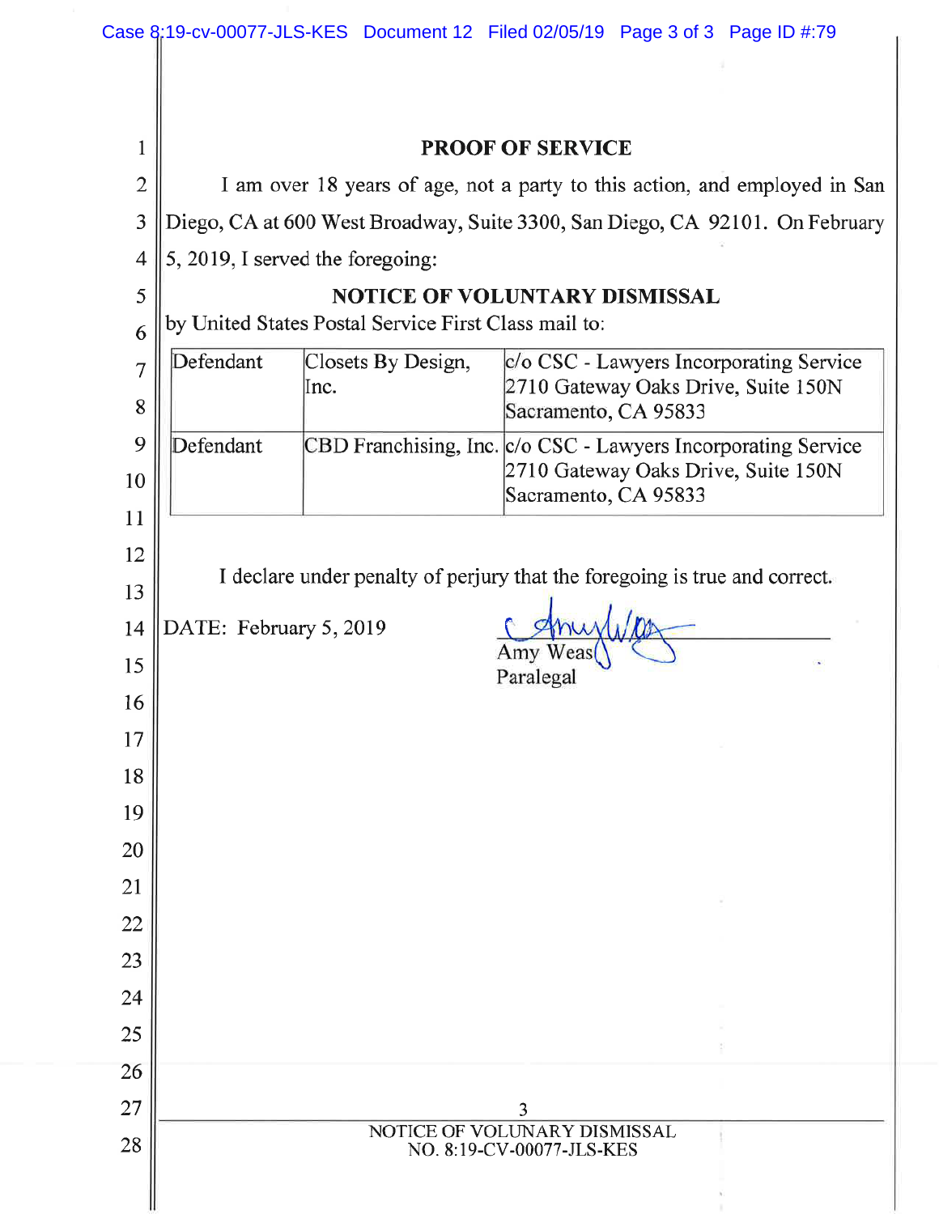# PROOF OF SERVICE

I am over 18 years of age, not a party to this action, and employed in San Diego, CA at 600 West Broadway, Suite 3300, San Diego, CA 92101. On February 5, 2019, I served the foregoing:

**NOTICE OF VOLUNTARY DISMISSAL**

by United States Postal Service First Class mail to:

| | | |
|---|---|---|
| Defendant | Closets By Design, Inc. | c/o CSC - Lawyers Incorporating Service<br>2710 Gateway Oaks Drive, Suite 150N<br>Sacramento, CA 95833 |
| Defendant | CBD Franchising, Inc. | c/o CSC - Lawyers Incorporating Service<br>2710 Gateway Oaks Drive, Suite 150N<br>Sacramento, CA 95833 |

I declare under penalty of perjury that the foregoing is true and correct.

DATE: February 5, 2019

Amy Weas
Paralegal

NOTICE OF VOLUNARY DISMISSAL
NO. 8:19-CV-00077-JLS-KES